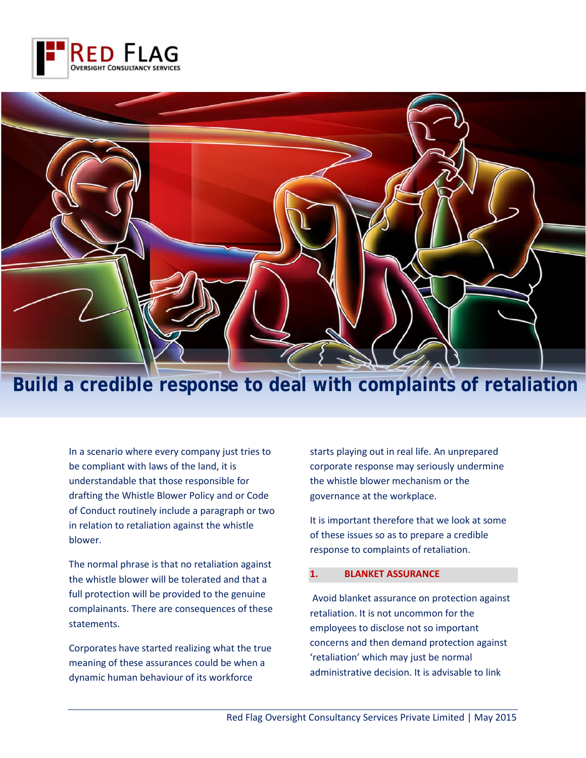# Build a credible response to deal with complaints of retaliation

In a scenario where every company just tries to be compliant with laws of the land, it is understandable that those responsible for drafting the Whistle Blower Policy and or Code of Conduct routinely include a paragraph or two in relation to retaliation against the whistle blower.

The normal phrase is that no retaliation against the whistle blower will be tolerated and that a full protection will be provided to the genuine complainants. There are consequences of these statements.

Corporates have started realizing what the true meaning of these assurances could be when a dynamic human behaviour of its workforce starts playing out in real life. An unprepared corporate response may seriously undermine the whistle blower mechanism or the governance at the workplace.

It is important therefore that we look at some of these issues so as to prepare a credible response to complaints of retaliation.

## 1. BLANKET ASSURANCE

Avoid blanket assurance on protection against retaliation. It is not uncommon for the employees to disclose not so important concerns and then demand protection against 'retaliation' which may just be normal administrative decision. It is advisable to link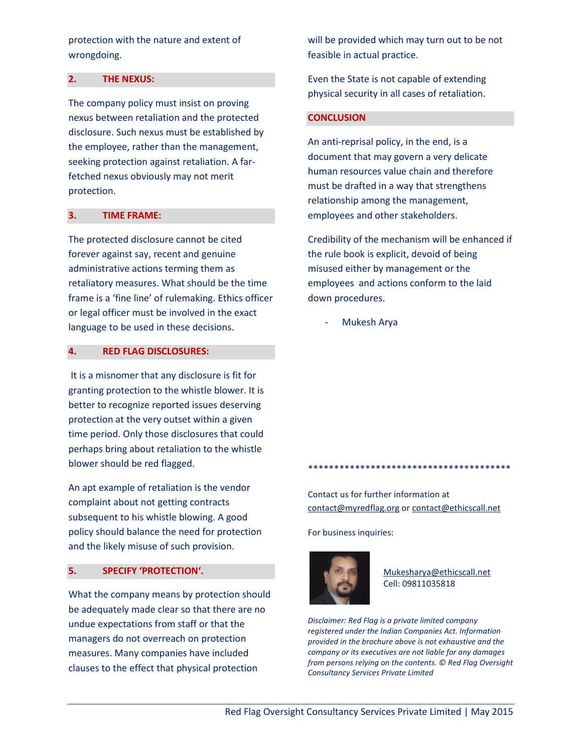protection with the nature and extent of wrongdoing.

## 2. THE NEXUS:

The company policy must insist on proving nexus between retaliation and the protected disclosure. Such nexus must be established by the employee, rather than the management, seeking protection against retaliation. A far-fetched nexus obviously may not merit protection.

## 3. TIME FRAME:

The protected disclosure cannot be cited forever against say, recent and genuine administrative actions terming them as retaliatory measures. What should be the time frame is a 'fine line' of rulemaking. Ethics officer or legal officer must be involved in the exact language to be used in these decisions.

## 4. RED FLAG DISCLOSURES:

It is a misnomer that any disclosure is fit for granting protection to the whistle blower. It is better to recognize reported issues deserving protection at the very outset within a given time period. Only those disclosures that could perhaps bring about retaliation to the whistle blower should be red flagged.

An apt example of retaliation is the vendor complaint about not getting contracts subsequent to his whistle blowing. A good policy should balance the need for protection and the likely misuse of such provision.

## 5. SPECIFY 'PROTECTION'.

What the company means by protection should be adequately made clear so that there are no undue expectations from staff or that the managers do not overreach on protection measures. Many companies have included clauses to the effect that physical protection will be provided which may turn out to be not feasible in actual practice.

Even the State is not capable of extending physical security in all cases of retaliation.

## CONCLUSION

An anti-reprisal policy, in the end, is a document that may govern a very delicate human resources value chain and therefore must be drafted in a way that strengthens relationship among the management, employees and other stakeholders.

Credibility of the mechanism will be enhanced if the rule book is explicit, devoid of being misused either by management or the employees and actions conform to the laid down procedures.

- Mukesh Arya

****************************************

Contact us for further information at contact@myredflag.org or contact@ethicscall.net

For business inquiries:

Mukesharya@ethicscall.net
Cell: 09811035818

*Disclaimer: Red Flag is a private limited company registered under the Indian Companies Act. Information provided in the brochure above is not exhaustive and the company or its executives are not liable for any damages from persons relying on the contents. © Red Flag Oversight Consultancy Services Private Limited*